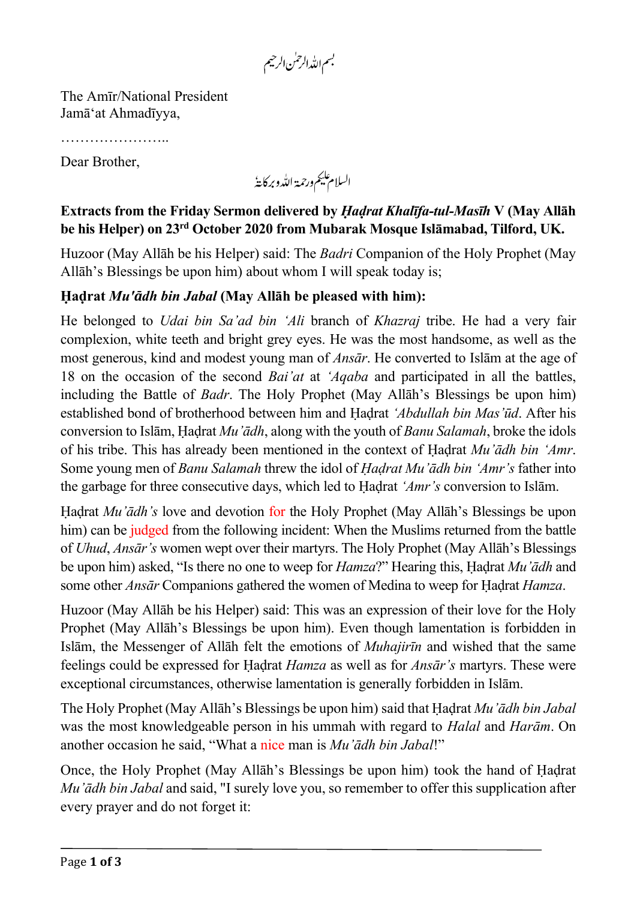بسم اللہ الرحمٰن الرحیم

The Amīr/National President
Jamā'at Ahmadīyya,

…………………..

Dear Brother,

السلام علیکم ورحمۃ اللہ وبرکاتہٗ

**Extracts from the Friday Sermon delivered by *Ḥaḍrat Khalīfa-tul-Masīh* V (May Allāh be his Helper) on 23rd October 2020 from Mubarak Mosque Islāmabad, Tilford, UK.**

Huzoor (May Allāh be his Helper) said: The *Badri* Companion of the Holy Prophet (May Allāh's Blessings be upon him) about whom I will speak today is;

**Ḥaḍrat *Mu'ādh bin Jabal* (May Allāh be pleased with him):**

He belonged to *Udai bin Sa'ad bin 'Ali* branch of *Khazraj* tribe. He had a very fair complexion, white teeth and bright grey eyes. He was the most handsome, as well as the most generous, kind and modest young man of *Ansār*. He converted to Islām at the age of 18 on the occasion of the second *Bai'at* at *'Aqaba* and participated in all the battles, including the Battle of *Badr*. The Holy Prophet (May Allāh's Blessings be upon him) established bond of brotherhood between him and Ḥaḍrat *'Abdullah bin Mas'ūd*. After his conversion to Islām, Ḥaḍrat *Mu'ādh*, along with the youth of *Banu Salamah*, broke the idols of his tribe. This has already been mentioned in the context of Ḥaḍrat *Mu'ādh bin 'Amr*. Some young men of *Banu Salamah* threw the idol of *Ḥaḍrat Mu'ādh bin 'Amr's* father into the garbage for three consecutive days, which led to Ḥaḍrat *'Amr's* conversion to Islām.

Ḥaḍrat *Mu'ādh's* love and devotion for the Holy Prophet (May Allāh's Blessings be upon him) can be judged from the following incident: When the Muslims returned from the battle of *Uhud*, *Ansār's* women wept over their martyrs. The Holy Prophet (May Allāh's Blessings be upon him) asked, "Is there no one to weep for *Hamza*?" Hearing this, Ḥaḍrat *Mu'ādh* and some other *Ansār* Companions gathered the women of Medina to weep for Ḥaḍrat *Hamza*.

Huzoor (May Allāh be his Helper) said: This was an expression of their love for the Holy Prophet (May Allāh's Blessings be upon him). Even though lamentation is forbidden in Islām, the Messenger of Allāh felt the emotions of *Muhajirīn* and wished that the same feelings could be expressed for Ḥaḍrat *Hamza* as well as for *Ansār's* martyrs. These were exceptional circumstances, otherwise lamentation is generally forbidden in Islām.

The Holy Prophet (May Allāh's Blessings be upon him) said that Ḥaḍrat *Mu'ādh bin Jabal* was the most knowledgeable person in his ummah with regard to *Halal* and *Harām*. On another occasion he said, "What a nice man is *Mu'ādh bin Jabal*!"

Once, the Holy Prophet (May Allāh's Blessings be upon him) took the hand of Ḥaḍrat *Mu'ādh bin Jabal* and said, "I surely love you, so remember to offer this supplication after every prayer and do not forget it: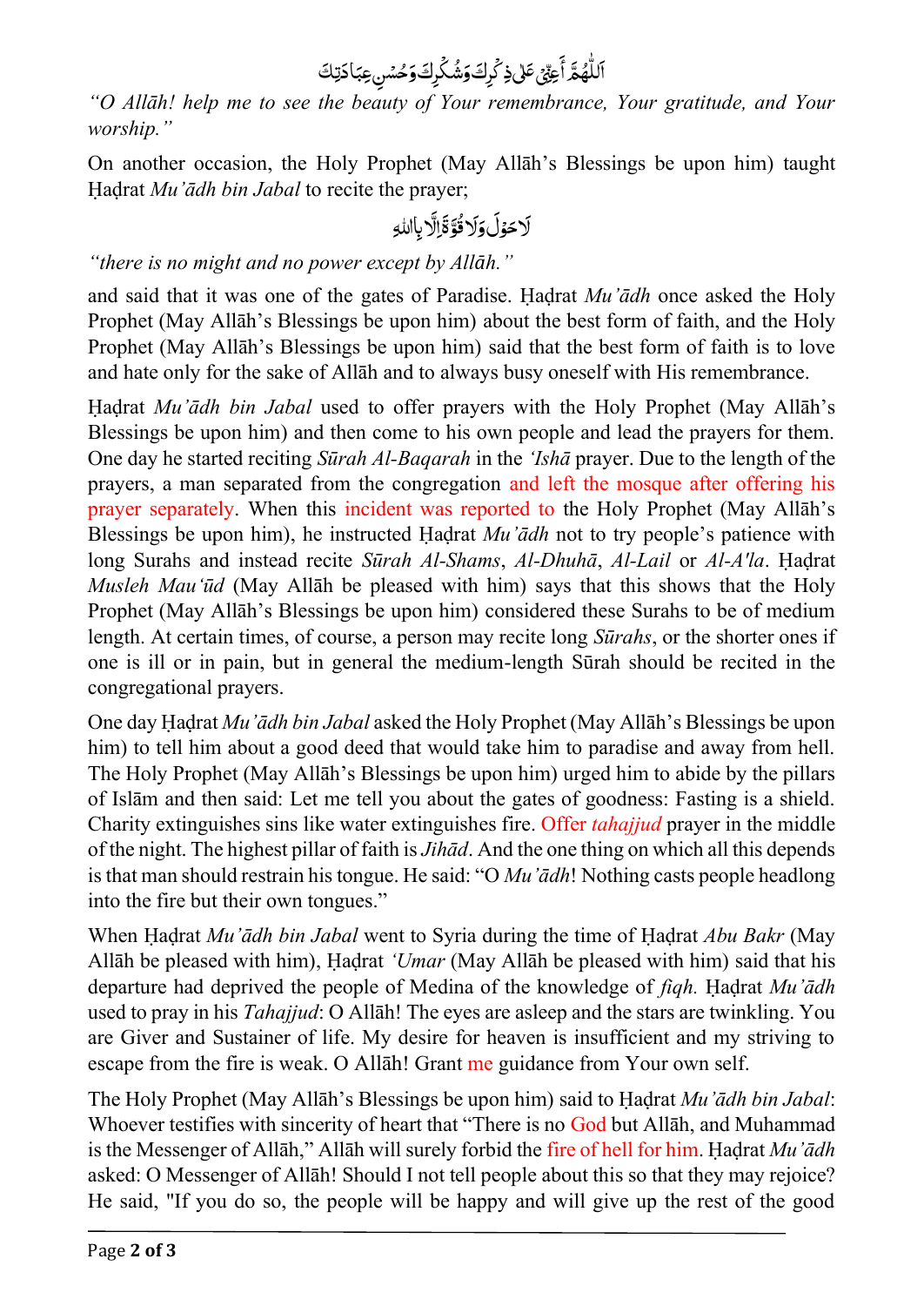اَللّٰهُمَّ أَعِنِّيْ عَلٰى ذِكْرِكَ وَشُكْرِكَ وَحُسْنِ عِبَادَتِكَ

*"O Allāh! help me to see the beauty of Your remembrance, Your gratitude, and Your worship."*

On another occasion, the Holy Prophet (May Allāh's Blessings be upon him) taught Ḥaḍrat *Mu'ādh bin Jabal* to recite the prayer;

لَا حَوْلَ وَلَا قُوَّةَ إِلَّا بِاللهِ

*"there is no might and no power except by Allāh."*

and said that it was one of the gates of Paradise. Ḥaḍrat *Mu'ādh* once asked the Holy Prophet (May Allāh's Blessings be upon him) about the best form of faith, and the Holy Prophet (May Allāh's Blessings be upon him) said that the best form of faith is to love and hate only for the sake of Allāh and to always busy oneself with His remembrance.

Ḥaḍrat *Mu'ādh bin Jabal* used to offer prayers with the Holy Prophet (May Allāh's Blessings be upon him) and then come to his own people and lead the prayers for them. One day he started reciting *Sūrah Al-Baqarah* in the *'Ishā* prayer. Due to the length of the prayers, a man separated from the congregation and left the mosque after offering his prayer separately. When this incident was reported to the Holy Prophet (May Allāh's Blessings be upon him), he instructed Ḥaḍrat *Mu'ādh* not to try people's patience with long Surahs and instead recite *Sūrah Al-Shams*, *Al-Dhuhā*, *Al-Lail* or *Al-A'la*. Ḥaḍrat *Musleh Mau'ūd* (May Allāh be pleased with him) says that this shows that the Holy Prophet (May Allāh's Blessings be upon him) considered these Surahs to be of medium length. At certain times, of course, a person may recite long *Sūrahs*, or the shorter ones if one is ill or in pain, but in general the medium-length Sūrah should be recited in the congregational prayers.

One day Ḥaḍrat *Mu'ādh bin Jabal* asked the Holy Prophet (May Allāh's Blessings be upon him) to tell him about a good deed that would take him to paradise and away from hell. The Holy Prophet (May Allāh's Blessings be upon him) urged him to abide by the pillars of Islām and then said: Let me tell you about the gates of goodness: Fasting is a shield. Charity extinguishes sins like water extinguishes fire. Offer *tahajjud* prayer in the middle of the night. The highest pillar of faith is *Jihād*. And the one thing on which all this depends is that man should restrain his tongue. He said: "O *Mu'ādh*! Nothing casts people headlong into the fire but their own tongues."

When Ḥaḍrat *Mu'ādh bin Jabal* went to Syria during the time of Ḥaḍrat *Abu Bakr* (May Allāh be pleased with him), Ḥaḍrat *'Umar* (May Allāh be pleased with him) said that his departure had deprived the people of Medina of the knowledge of *fiqh.* Ḥaḍrat *Mu'ādh* used to pray in his *Tahajjud*: O Allāh! The eyes are asleep and the stars are twinkling. You are Giver and Sustainer of life. My desire for heaven is insufficient and my striving to escape from the fire is weak. O Allāh! Grant me guidance from Your own self.

The Holy Prophet (May Allāh's Blessings be upon him) said to Ḥaḍrat *Mu'ādh bin Jabal*: Whoever testifies with sincerity of heart that "There is no God but Allāh, and Muhammad is the Messenger of Allāh," Allāh will surely forbid the fire of hell for him. Ḥaḍrat *Mu'ādh* asked: O Messenger of Allāh! Should I not tell people about this so that they may rejoice? He said, "If you do so, the people will be happy and will give up the rest of the good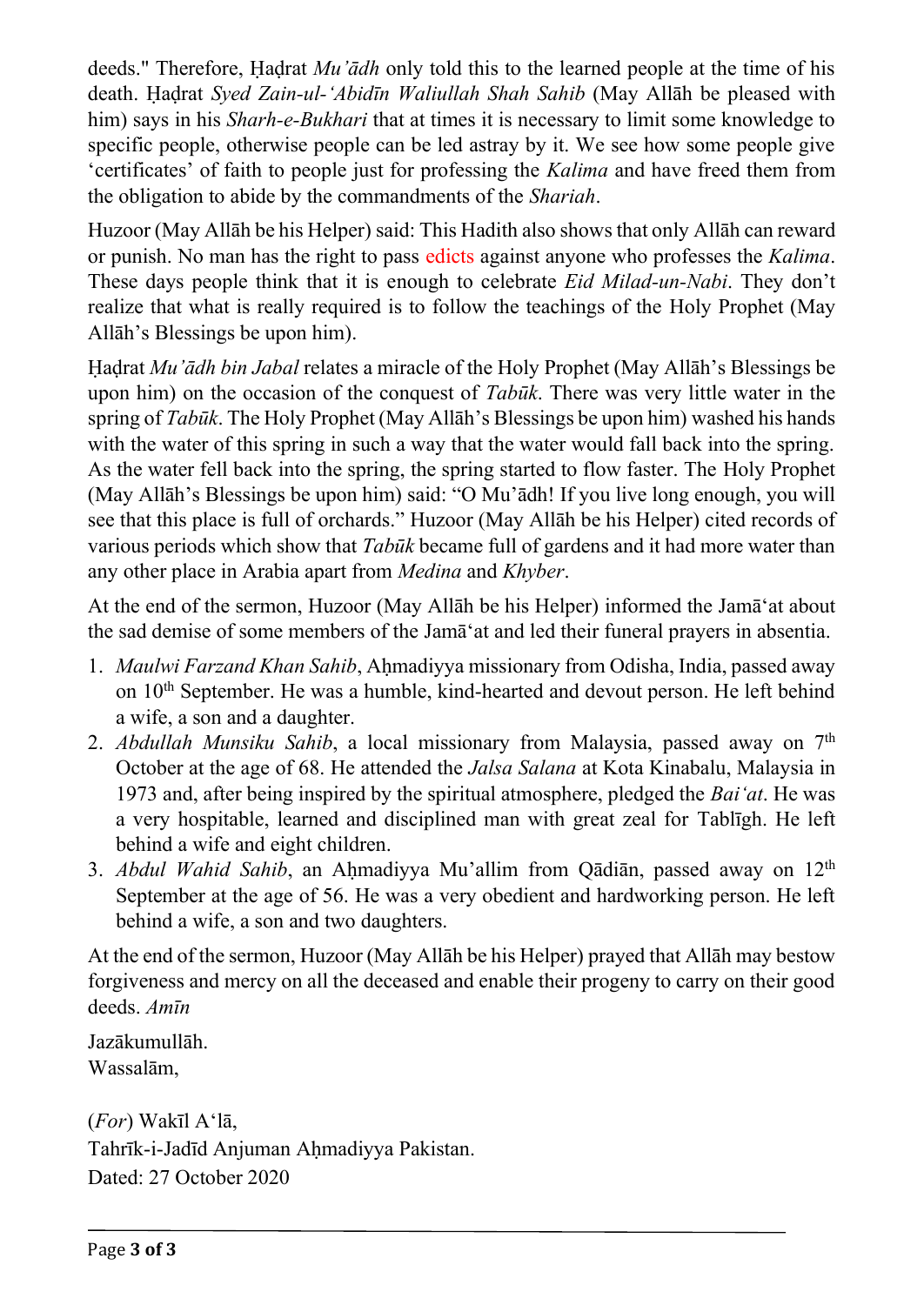deeds." Therefore, Ḥaḍrat *Mu'ādh* only told this to the learned people at the time of his death. Ḥaḍrat *Syed Zain-ul-'Abidīn Waliullah Shah Sahib* (May Allāh be pleased with him) says in his *Sharh-e-Bukhari* that at times it is necessary to limit some knowledge to specific people, otherwise people can be led astray by it. We see how some people give 'certificates' of faith to people just for professing the *Kalima* and have freed them from the obligation to abide by the commandments of the *Shariah*.

Huzoor (May Allāh be his Helper) said: This Hadith also shows that only Allāh can reward or punish. No man has the right to pass edicts against anyone who professes the *Kalima*. These days people think that it is enough to celebrate *Eid Milad-un-Nabi*. They don't realize that what is really required is to follow the teachings of the Holy Prophet (May Allāh's Blessings be upon him).

Ḥaḍrat *Mu'ādh bin Jabal* relates a miracle of the Holy Prophet (May Allāh's Blessings be upon him) on the occasion of the conquest of *Tabūk*. There was very little water in the spring of *Tabūk*. The Holy Prophet (May Allāh's Blessings be upon him) washed his hands with the water of this spring in such a way that the water would fall back into the spring. As the water fell back into the spring, the spring started to flow faster. The Holy Prophet (May Allāh's Blessings be upon him) said: "O Mu'ādh! If you live long enough, you will see that this place is full of orchards." Huzoor (May Allāh be his Helper) cited records of various periods which show that *Tabūk* became full of gardens and it had more water than any other place in Arabia apart from *Medina* and *Khyber*.

At the end of the sermon, Huzoor (May Allāh be his Helper) informed the Jamā'at about the sad demise of some members of the Jamā'at and led their funeral prayers in absentia.

1. *Maulwi Farzand Khan Sahib*, Aḥmadiyya missionary from Odisha, India, passed away on 10th September. He was a humble, kind-hearted and devout person. He left behind a wife, a son and a daughter.
2. *Abdullah Munsiku Sahib*, a local missionary from Malaysia, passed away on 7th October at the age of 68. He attended the *Jalsa Salana* at Kota Kinabalu, Malaysia in 1973 and, after being inspired by the spiritual atmosphere, pledged the *Bai'at*. He was a very hospitable, learned and disciplined man with great zeal for Tablīgh. He left behind a wife and eight children.
3. *Abdul Wahid Sahib*, an Aḥmadiyya Mu'allim from Qādiān, passed away on 12th September at the age of 56. He was a very obedient and hardworking person. He left behind a wife, a son and two daughters.

At the end of the sermon, Huzoor (May Allāh be his Helper) prayed that Allāh may bestow forgiveness and mercy on all the deceased and enable their progeny to carry on their good deeds. *Amīn*

Jazākumullāh.
Wassalām,

(*For*) Wakīl A'lā,
Tahrīk-i-Jadīd Anjuman Aḥmadiyya Pakistan.
Dated: 27 October 2020